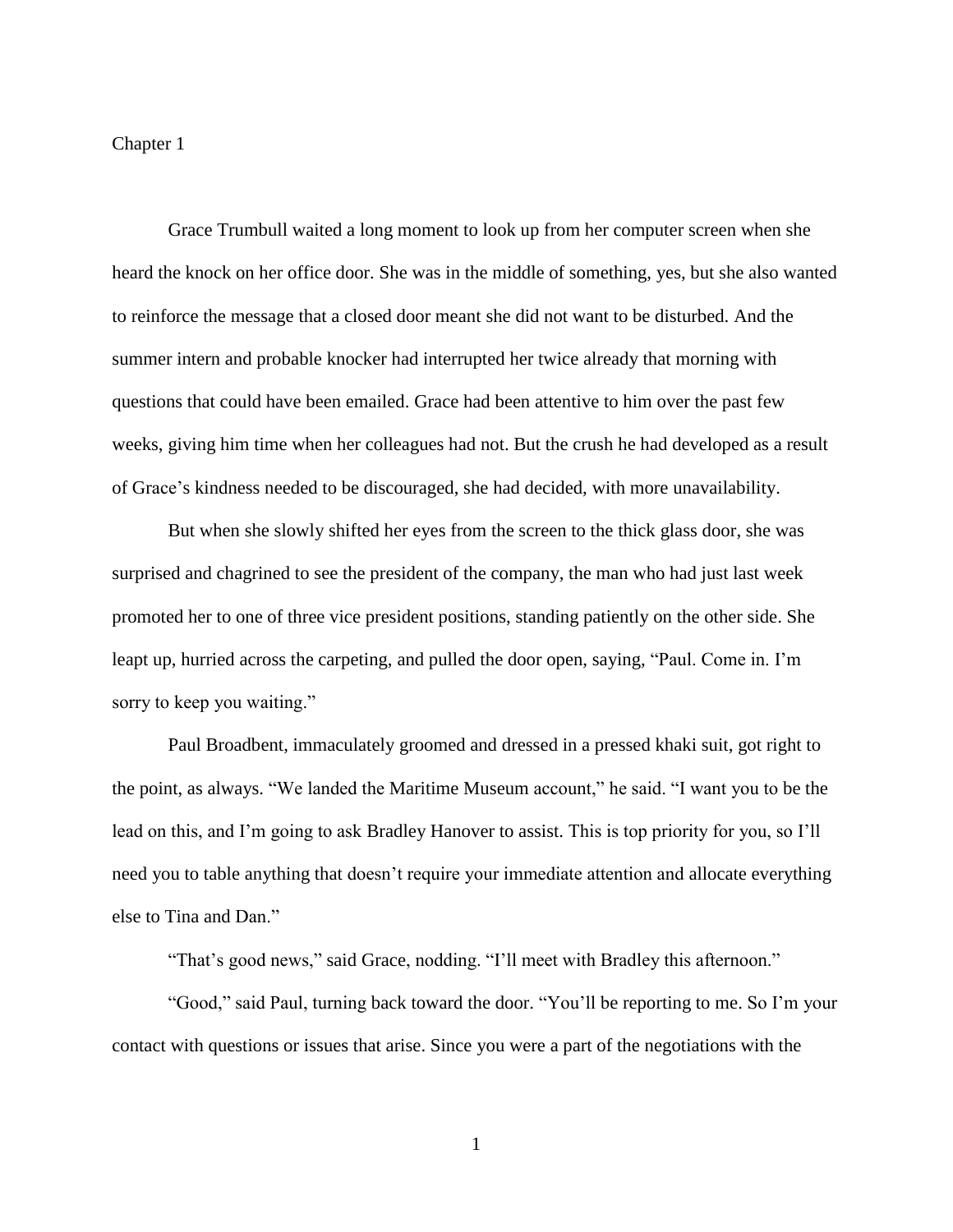# Chapter 1

Grace Trumbull waited a long moment to look up from her computer screen when she heard the knock on her office door. She was in the middle of something, yes, but she also wanted to reinforce the message that a closed door meant she did not want to be disturbed. And the summer intern and probable knocker had interrupted her twice already that morning with questions that could have been emailed. Grace had been attentive to him over the past few weeks, giving him time when her colleagues had not. But the crush he had developed as a result of Grace's kindness needed to be discouraged, she had decided, with more unavailability.

But when she slowly shifted her eyes from the screen to the thick glass door, she was surprised and chagrined to see the president of the company, the man who had just last week promoted her to one of three vice president positions, standing patiently on the other side. She leapt up, hurried across the carpeting, and pulled the door open, saying, "Paul. Come in. I'm sorry to keep you waiting."

Paul Broadbent, immaculately groomed and dressed in a pressed khaki suit, got right to the point, as always. "We landed the Maritime Museum account," he said. "I want you to be the lead on this, and I'm going to ask Bradley Hanover to assist. This is top priority for you, so I'll need you to table anything that doesn't require your immediate attention and allocate everything else to Tina and Dan."

"That's good news," said Grace, nodding. "I'll meet with Bradley this afternoon."

"Good," said Paul, turning back toward the door. "You'll be reporting to me. So I'm your contact with questions or issues that arise. Since you were a part of the negotiations with the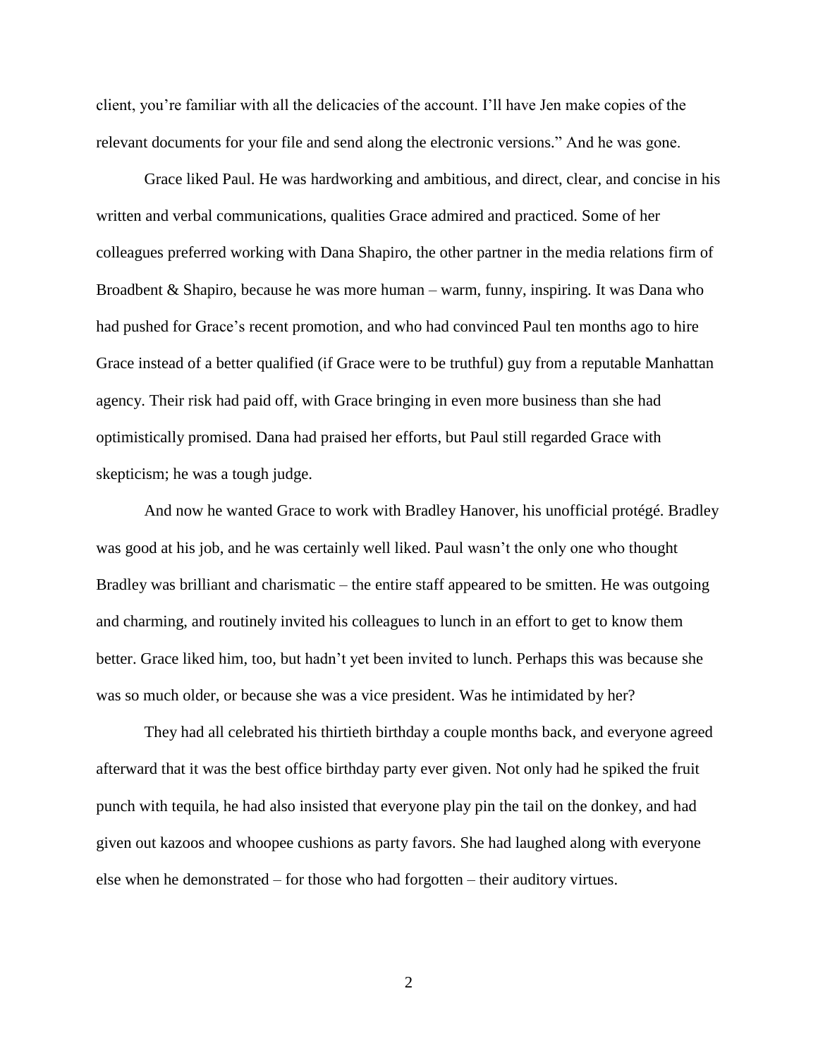client, you're familiar with all the delicacies of the account. I'll have Jen make copies of the relevant documents for your file and send along the electronic versions." And he was gone.

Grace liked Paul. He was hardworking and ambitious, and direct, clear, and concise in his written and verbal communications, qualities Grace admired and practiced. Some of her colleagues preferred working with Dana Shapiro, the other partner in the media relations firm of Broadbent & Shapiro, because he was more human – warm, funny, inspiring. It was Dana who had pushed for Grace's recent promotion, and who had convinced Paul ten months ago to hire Grace instead of a better qualified (if Grace were to be truthful) guy from a reputable Manhattan agency. Their risk had paid off, with Grace bringing in even more business than she had optimistically promised. Dana had praised her efforts, but Paul still regarded Grace with skepticism; he was a tough judge.

And now he wanted Grace to work with Bradley Hanover, his unofficial protégé. Bradley was good at his job, and he was certainly well liked. Paul wasn't the only one who thought Bradley was brilliant and charismatic – the entire staff appeared to be smitten. He was outgoing and charming, and routinely invited his colleagues to lunch in an effort to get to know them better. Grace liked him, too, but hadn't yet been invited to lunch. Perhaps this was because she was so much older, or because she was a vice president. Was he intimidated by her?

They had all celebrated his thirtieth birthday a couple months back, and everyone agreed afterward that it was the best office birthday party ever given. Not only had he spiked the fruit punch with tequila, he had also insisted that everyone play pin the tail on the donkey, and had given out kazoos and whoopee cushions as party favors. She had laughed along with everyone else when he demonstrated – for those who had forgotten – their auditory virtues.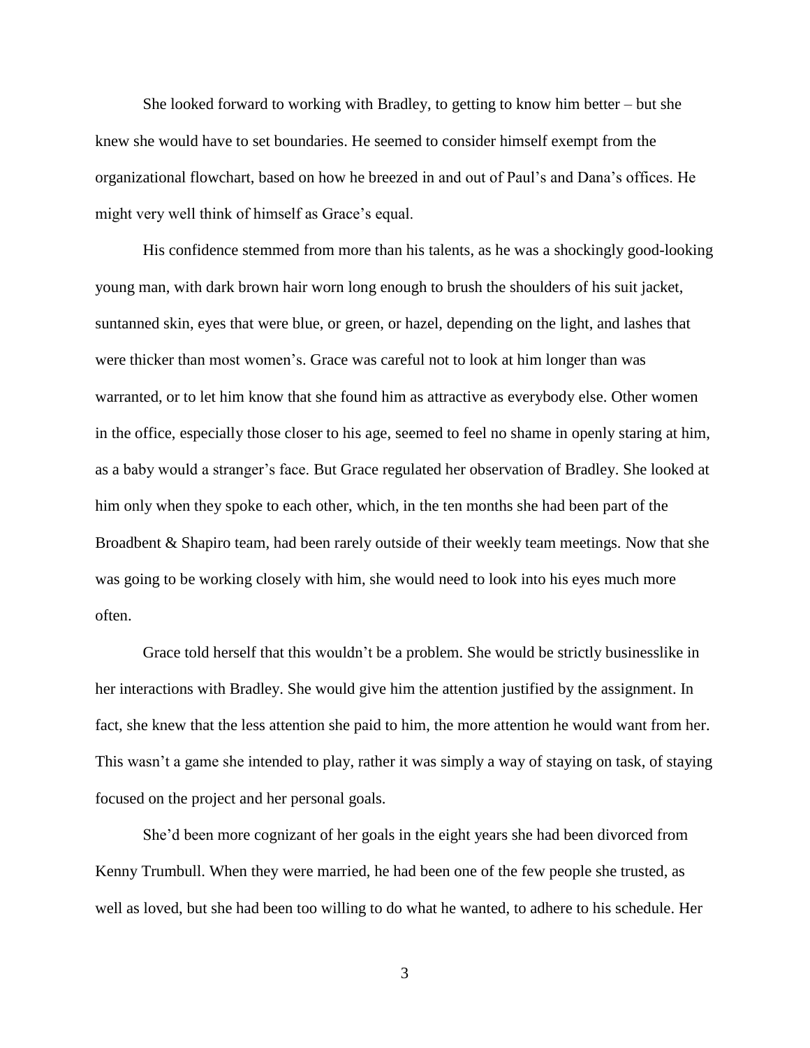She looked forward to working with Bradley, to getting to know him better – but she knew she would have to set boundaries. He seemed to consider himself exempt from the organizational flowchart, based on how he breezed in and out of Paul's and Dana's offices. He might very well think of himself as Grace's equal.

His confidence stemmed from more than his talents, as he was a shockingly good-looking young man, with dark brown hair worn long enough to brush the shoulders of his suit jacket, suntanned skin, eyes that were blue, or green, or hazel, depending on the light, and lashes that were thicker than most women's. Grace was careful not to look at him longer than was warranted, or to let him know that she found him as attractive as everybody else. Other women in the office, especially those closer to his age, seemed to feel no shame in openly staring at him, as a baby would a stranger's face. But Grace regulated her observation of Bradley. She looked at him only when they spoke to each other, which, in the ten months she had been part of the Broadbent & Shapiro team, had been rarely outside of their weekly team meetings. Now that she was going to be working closely with him, she would need to look into his eyes much more often.

Grace told herself that this wouldn't be a problem. She would be strictly businesslike in her interactions with Bradley. She would give him the attention justified by the assignment. In fact, she knew that the less attention she paid to him, the more attention he would want from her. This wasn't a game she intended to play, rather it was simply a way of staying on task, of staying focused on the project and her personal goals.

She'd been more cognizant of her goals in the eight years she had been divorced from Kenny Trumbull. When they were married, he had been one of the few people she trusted, as well as loved, but she had been too willing to do what he wanted, to adhere to his schedule. Her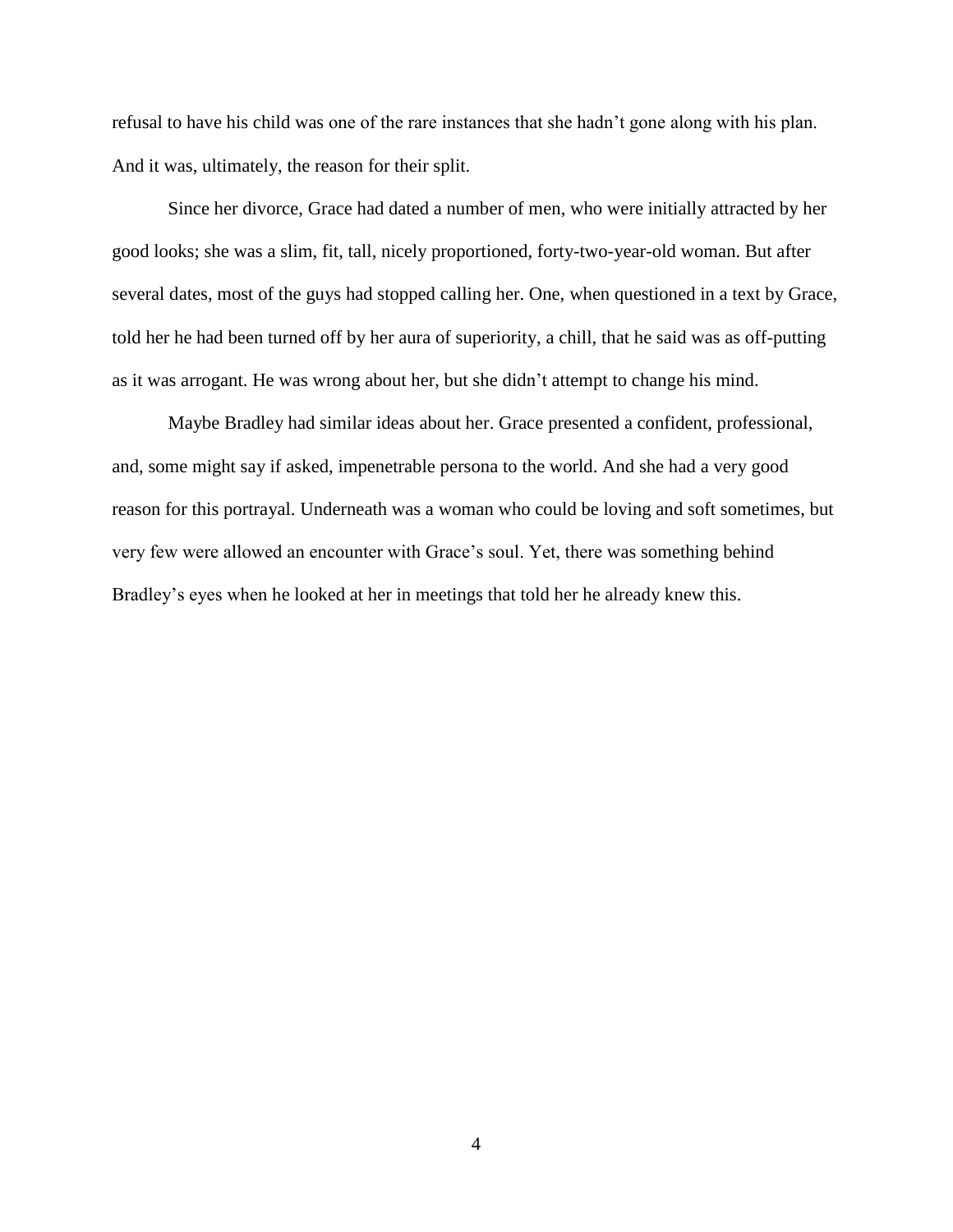refusal to have his child was one of the rare instances that she hadn't gone along with his plan. And it was, ultimately, the reason for their split.

Since her divorce, Grace had dated a number of men, who were initially attracted by her good looks; she was a slim, fit, tall, nicely proportioned, forty-two-year-old woman. But after several dates, most of the guys had stopped calling her. One, when questioned in a text by Grace, told her he had been turned off by her aura of superiority, a chill, that he said was as off-putting as it was arrogant. He was wrong about her, but she didn't attempt to change his mind.

Maybe Bradley had similar ideas about her. Grace presented a confident, professional, and, some might say if asked, impenetrable persona to the world. And she had a very good reason for this portrayal. Underneath was a woman who could be loving and soft sometimes, but very few were allowed an encounter with Grace's soul. Yet, there was something behind Bradley's eyes when he looked at her in meetings that told her he already knew this.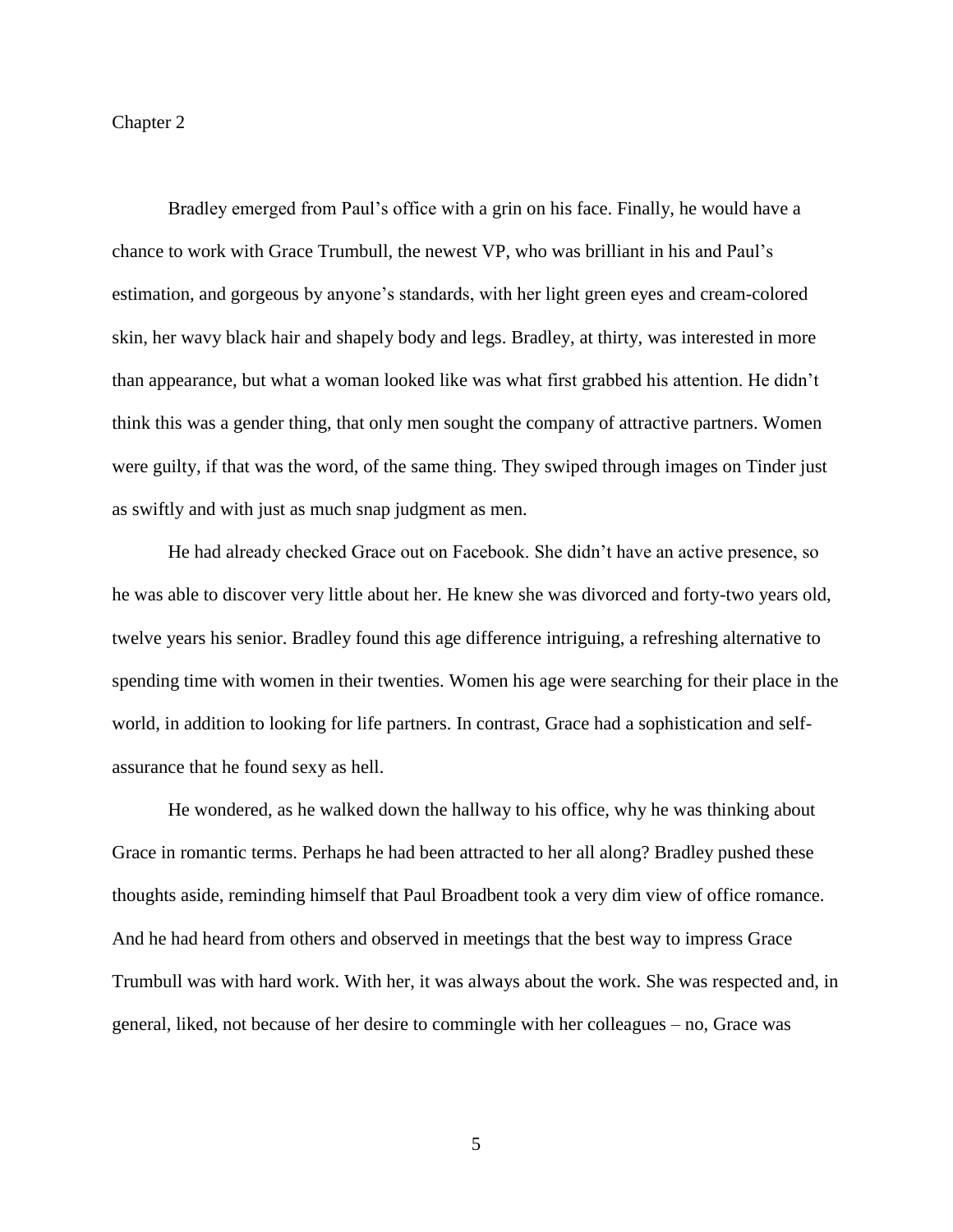## Chapter 2

Bradley emerged from Paul's office with a grin on his face. Finally, he would have a chance to work with Grace Trumbull, the newest VP, who was brilliant in his and Paul's estimation, and gorgeous by anyone's standards, with her light green eyes and cream-colored skin, her wavy black hair and shapely body and legs. Bradley, at thirty, was interested in more than appearance, but what a woman looked like was what first grabbed his attention. He didn't think this was a gender thing, that only men sought the company of attractive partners. Women were guilty, if that was the word, of the same thing. They swiped through images on Tinder just as swiftly and with just as much snap judgment as men.

He had already checked Grace out on Facebook. She didn't have an active presence, so he was able to discover very little about her. He knew she was divorced and forty-two years old, twelve years his senior. Bradley found this age difference intriguing, a refreshing alternative to spending time with women in their twenties. Women his age were searching for their place in the world, in addition to looking for life partners. In contrast, Grace had a sophistication and self-assurance that he found sexy as hell.

He wondered, as he walked down the hallway to his office, why he was thinking about Grace in romantic terms. Perhaps he had been attracted to her all along? Bradley pushed these thoughts aside, reminding himself that Paul Broadbent took a very dim view of office romance. And he had heard from others and observed in meetings that the best way to impress Grace Trumbull was with hard work. With her, it was always about the work. She was respected and, in general, liked, not because of her desire to commingle with her colleagues – no, Grace was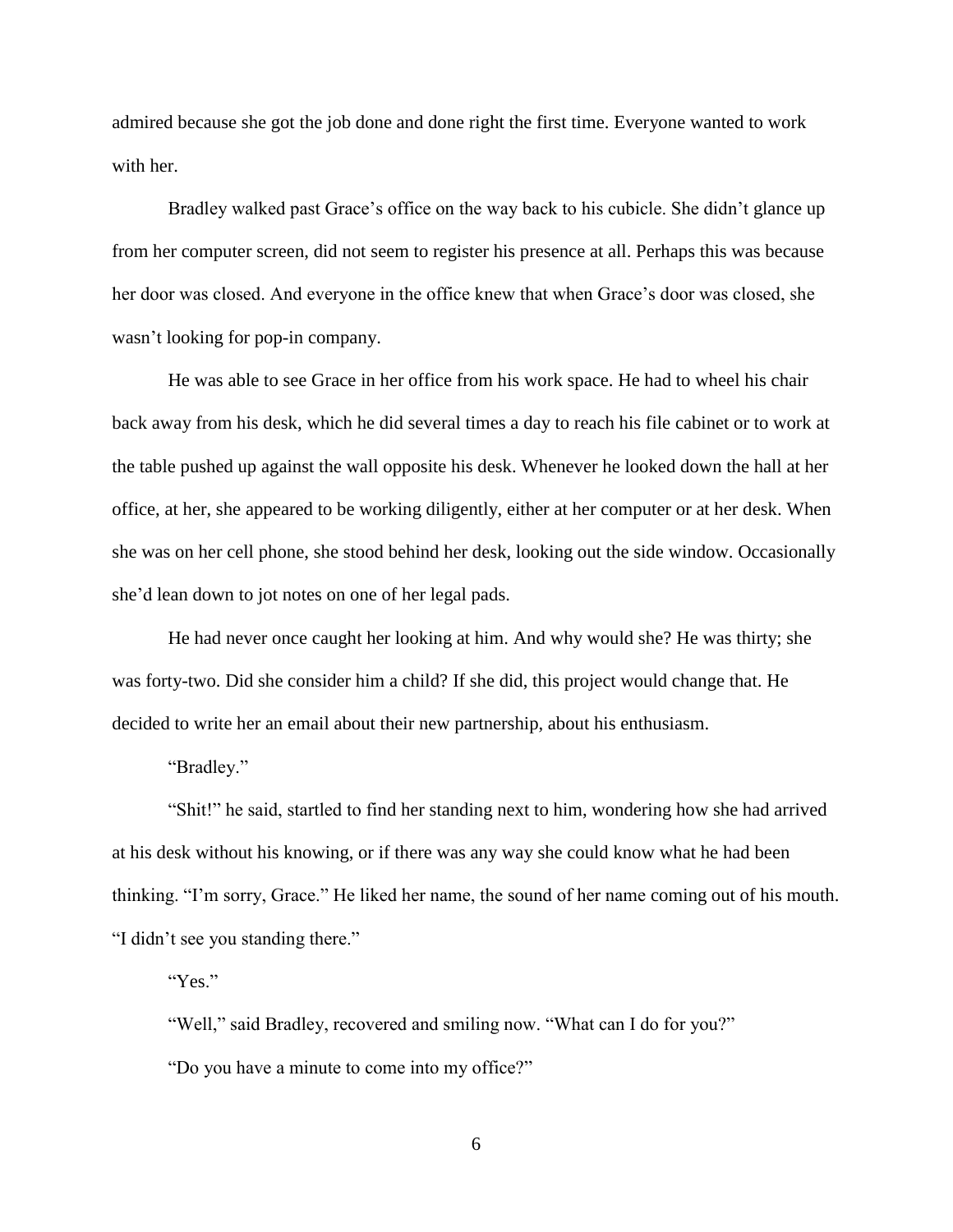admired because she got the job done and done right the first time. Everyone wanted to work with her.

Bradley walked past Grace's office on the way back to his cubicle. She didn't glance up from her computer screen, did not seem to register his presence at all. Perhaps this was because her door was closed. And everyone in the office knew that when Grace's door was closed, she wasn't looking for pop-in company.

He was able to see Grace in her office from his work space. He had to wheel his chair back away from his desk, which he did several times a day to reach his file cabinet or to work at the table pushed up against the wall opposite his desk. Whenever he looked down the hall at her office, at her, she appeared to be working diligently, either at her computer or at her desk. When she was on her cell phone, she stood behind her desk, looking out the side window. Occasionally she'd lean down to jot notes on one of her legal pads.

He had never once caught her looking at him. And why would she? He was thirty; she was forty-two. Did she consider him a child? If she did, this project would change that. He decided to write her an email about their new partnership, about his enthusiasm.

"Bradley."

"Shit!" he said, startled to find her standing next to him, wondering how she had arrived at his desk without his knowing, or if there was any way she could know what he had been thinking. "I'm sorry, Grace." He liked her name, the sound of her name coming out of his mouth. "I didn't see you standing there."

"Yes."

"Well," said Bradley, recovered and smiling now. "What can I do for you?"

"Do you have a minute to come into my office?"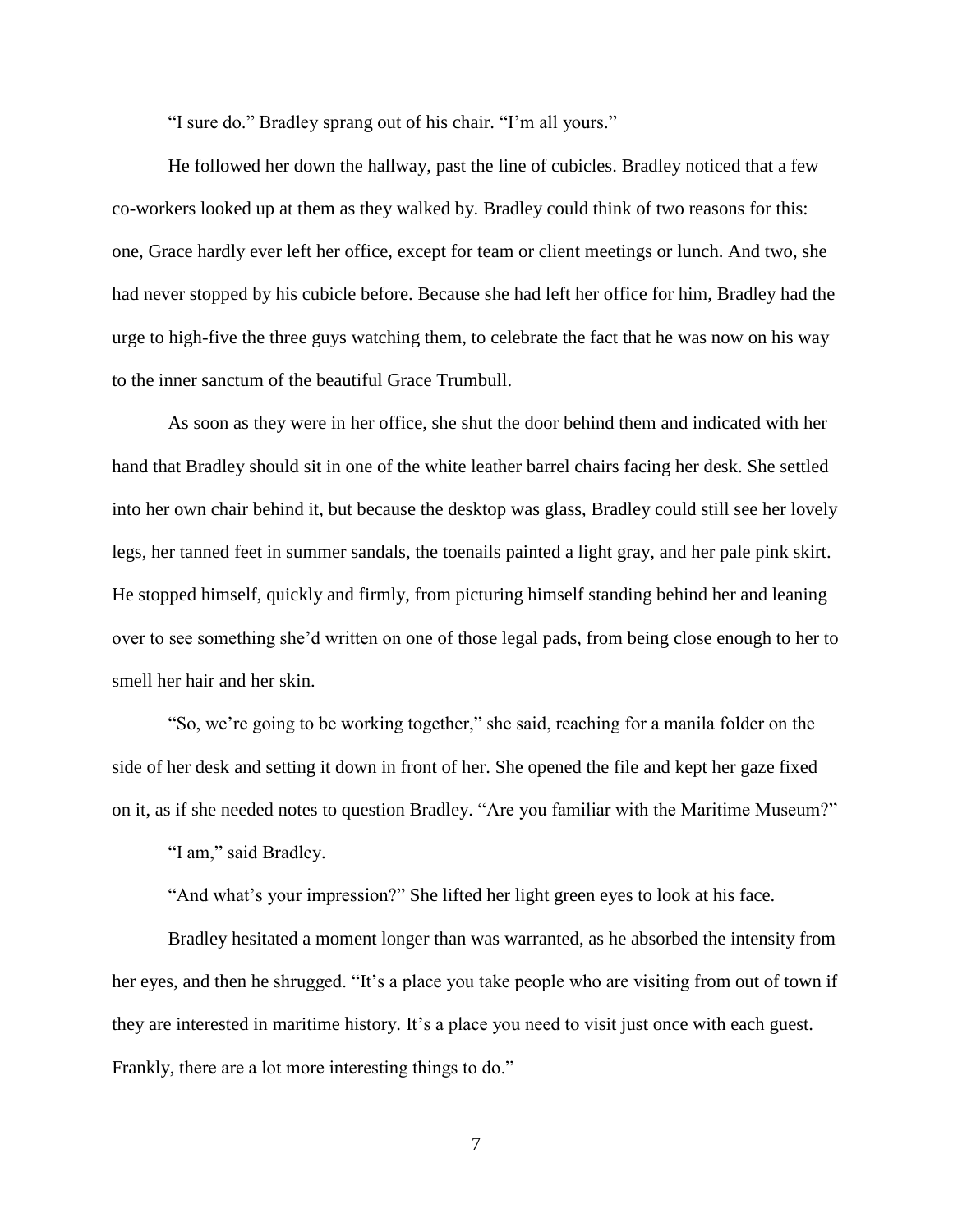"I sure do." Bradley sprang out of his chair. "I'm all yours."

He followed her down the hallway, past the line of cubicles. Bradley noticed that a few co-workers looked up at them as they walked by. Bradley could think of two reasons for this: one, Grace hardly ever left her office, except for team or client meetings or lunch. And two, she had never stopped by his cubicle before. Because she had left her office for him, Bradley had the urge to high-five the three guys watching them, to celebrate the fact that he was now on his way to the inner sanctum of the beautiful Grace Trumbull.

As soon as they were in her office, she shut the door behind them and indicated with her hand that Bradley should sit in one of the white leather barrel chairs facing her desk. She settled into her own chair behind it, but because the desktop was glass, Bradley could still see her lovely legs, her tanned feet in summer sandals, the toenails painted a light gray, and her pale pink skirt. He stopped himself, quickly and firmly, from picturing himself standing behind her and leaning over to see something she'd written on one of those legal pads, from being close enough to her to smell her hair and her skin.

"So, we're going to be working together," she said, reaching for a manila folder on the side of her desk and setting it down in front of her. She opened the file and kept her gaze fixed on it, as if she needed notes to question Bradley. "Are you familiar with the Maritime Museum?"

"I am," said Bradley.

"And what's your impression?" She lifted her light green eyes to look at his face.

Bradley hesitated a moment longer than was warranted, as he absorbed the intensity from her eyes, and then he shrugged. "It's a place you take people who are visiting from out of town if they are interested in maritime history. It's a place you need to visit just once with each guest. Frankly, there are a lot more interesting things to do."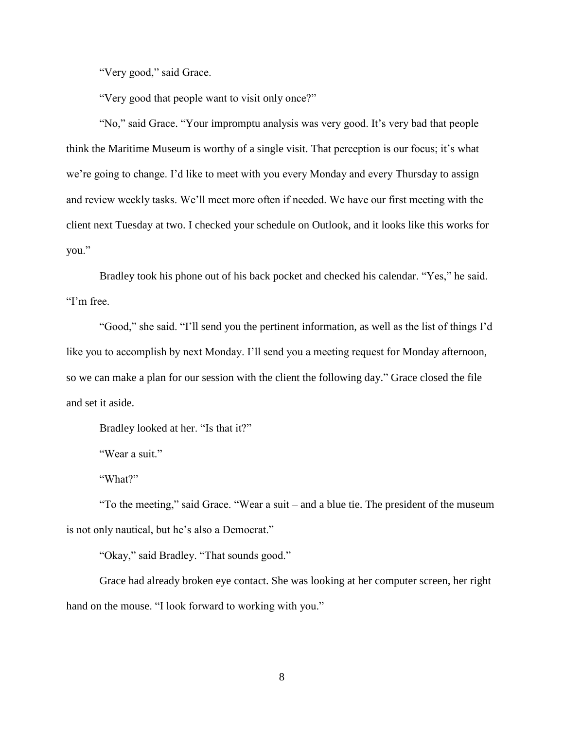"Very good," said Grace.

"Very good that people want to visit only once?"

"No," said Grace. "Your impromptu analysis was very good. It's very bad that people think the Maritime Museum is worthy of a single visit. That perception is our focus; it's what we're going to change. I'd like to meet with you every Monday and every Thursday to assign and review weekly tasks. We'll meet more often if needed. We have our first meeting with the client next Tuesday at two. I checked your schedule on Outlook, and it looks like this works for you."

Bradley took his phone out of his back pocket and checked his calendar. "Yes," he said. "I'm free.

"Good," she said. "I'll send you the pertinent information, as well as the list of things I'd like you to accomplish by next Monday. I'll send you a meeting request for Monday afternoon, so we can make a plan for our session with the client the following day." Grace closed the file and set it aside.

Bradley looked at her. "Is that it?"

"Wear a suit."

"What?"

"To the meeting," said Grace. "Wear a suit – and a blue tie. The president of the museum is not only nautical, but he's also a Democrat."

"Okay," said Bradley. "That sounds good."

Grace had already broken eye contact. She was looking at her computer screen, her right hand on the mouse. "I look forward to working with you."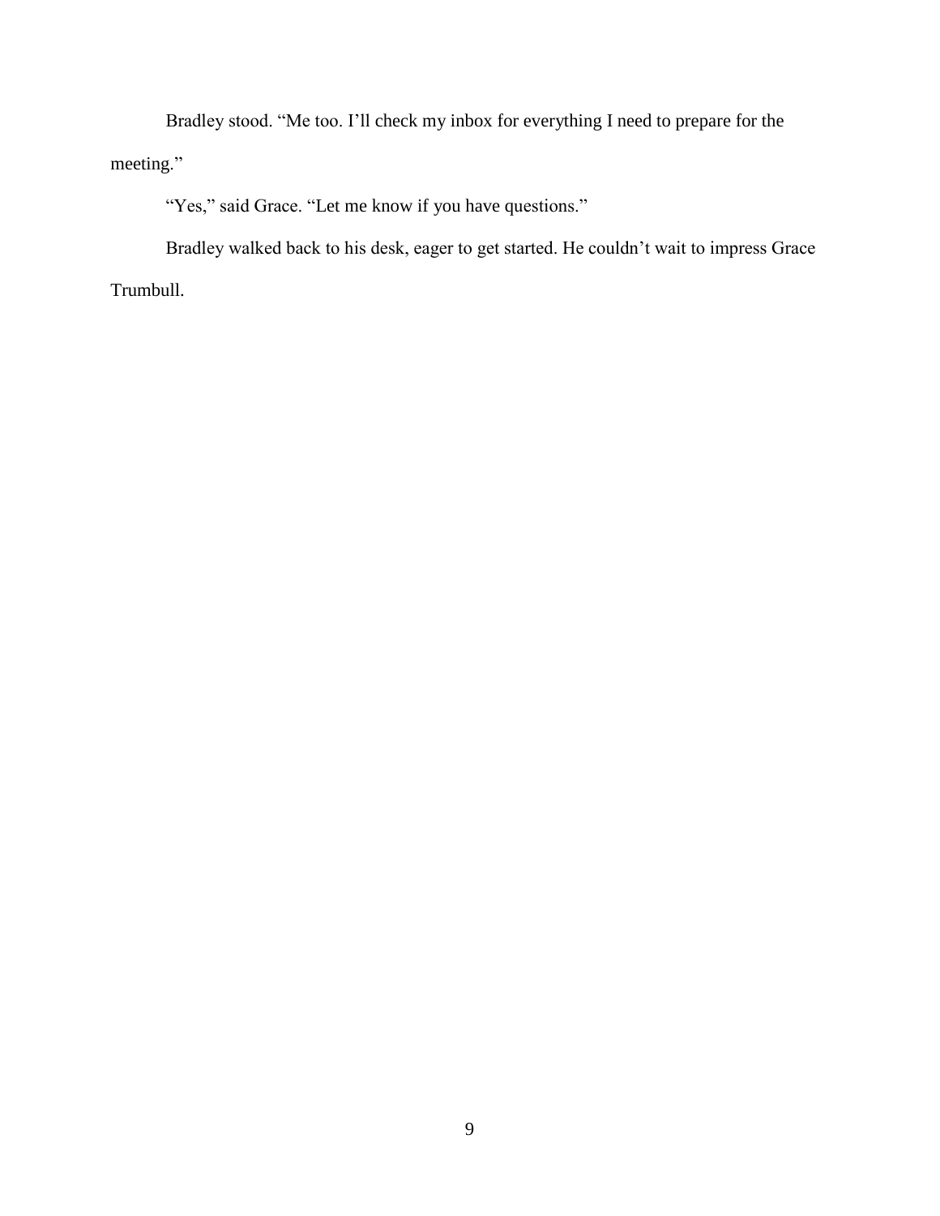Bradley stood. “Me too. I’ll check my inbox for everything I need to prepare for the meeting.”

“Yes,” said Grace. “Let me know if you have questions.”

Bradley walked back to his desk, eager to get started. He couldn’t wait to impress Grace Trumbull.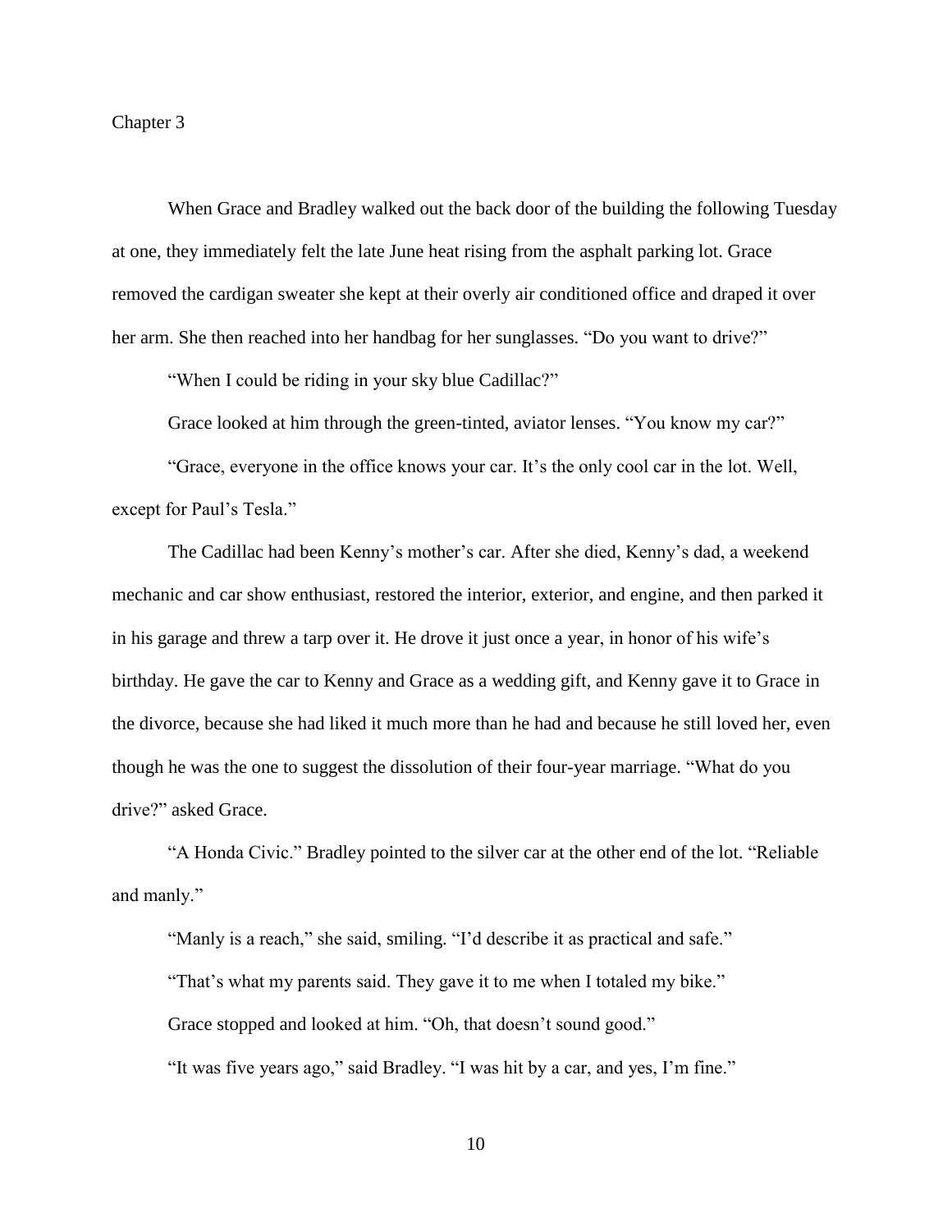# Chapter 3

When Grace and Bradley walked out the back door of the building the following Tuesday at one, they immediately felt the late June heat rising from the asphalt parking lot. Grace removed the cardigan sweater she kept at their overly air conditioned office and draped it over her arm. She then reached into her handbag for her sunglasses. "Do you want to drive?"

"When I could be riding in your sky blue Cadillac?"

Grace looked at him through the green-tinted, aviator lenses. "You know my car?"

"Grace, everyone in the office knows your car. It's the only cool car in the lot. Well, except for Paul's Tesla."

The Cadillac had been Kenny's mother's car. After she died, Kenny's dad, a weekend mechanic and car show enthusiast, restored the interior, exterior, and engine, and then parked it in his garage and threw a tarp over it. He drove it just once a year, in honor of his wife's birthday. He gave the car to Kenny and Grace as a wedding gift, and Kenny gave it to Grace in the divorce, because she had liked it much more than he had and because he still loved her, even though he was the one to suggest the dissolution of their four-year marriage. "What do you drive?" asked Grace.

"A Honda Civic." Bradley pointed to the silver car at the other end of the lot. "Reliable and manly."

"Manly is a reach," she said, smiling. "I'd describe it as practical and safe."

"That's what my parents said. They gave it to me when I totaled my bike."

Grace stopped and looked at him. "Oh, that doesn't sound good."

"It was five years ago," said Bradley. "I was hit by a car, and yes, I'm fine."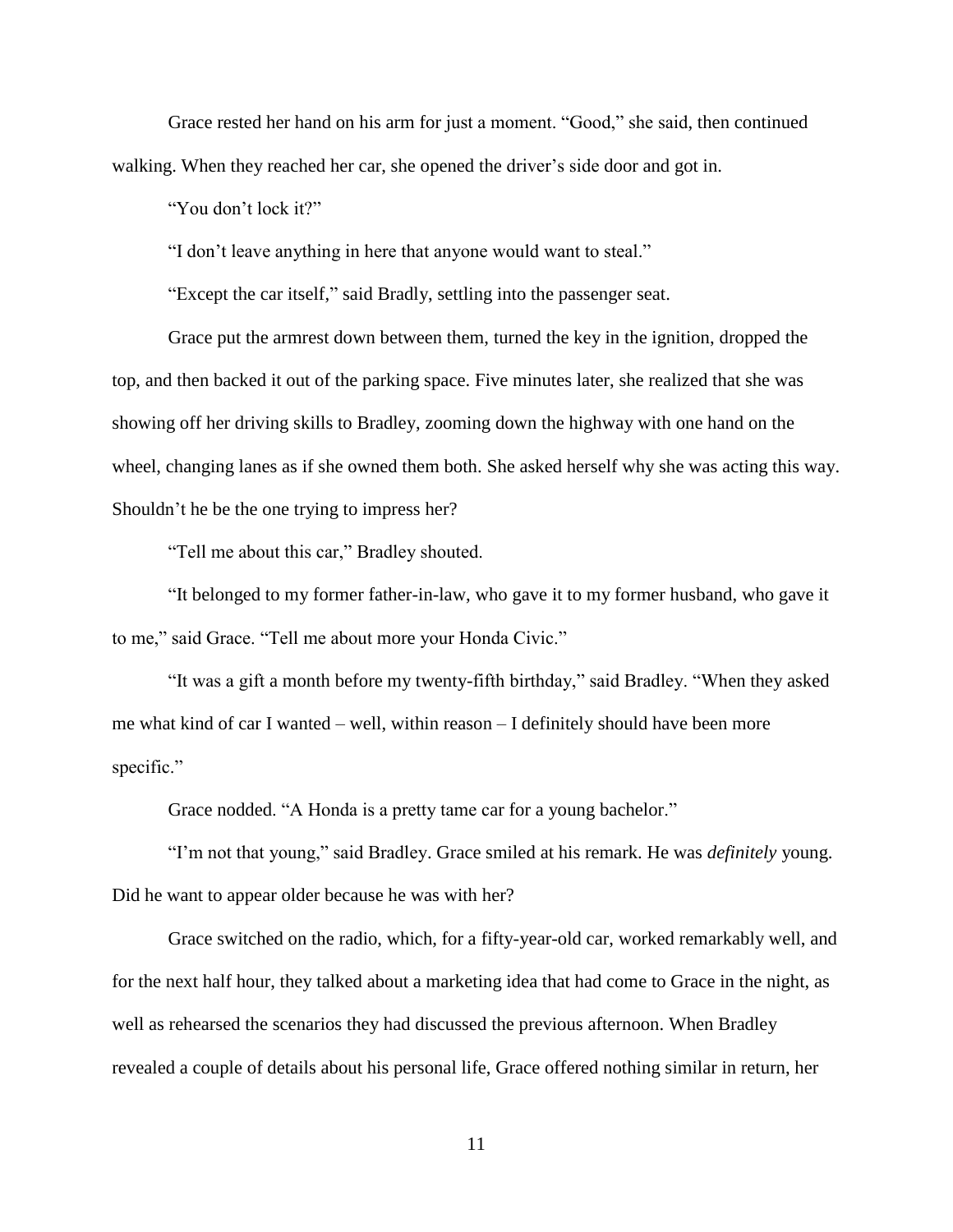Grace rested her hand on his arm for just a moment. “Good,” she said, then continued walking. When they reached her car, she opened the driver’s side door and got in.

“You don’t lock it?”

“I don’t leave anything in here that anyone would want to steal.”

“Except the car itself,” said Bradly, settling into the passenger seat.

Grace put the armrest down between them, turned the key in the ignition, dropped the top, and then backed it out of the parking space. Five minutes later, she realized that she was showing off her driving skills to Bradley, zooming down the highway with one hand on the wheel, changing lanes as if she owned them both. She asked herself why she was acting this way. Shouldn’t he be the one trying to impress her?

“Tell me about this car,” Bradley shouted.

“It belonged to my former father-in-law, who gave it to my former husband, who gave it to me,” said Grace. “Tell me about more your Honda Civic.”

“It was a gift a month before my twenty-fifth birthday,” said Bradley. “When they asked me what kind of car I wanted – well, within reason – I definitely should have been more specific.”

Grace nodded. “A Honda is a pretty tame car for a young bachelor.”

“I’m not that young,” said Bradley. Grace smiled at his remark. He was *definitely* young. Did he want to appear older because he was with her?

Grace switched on the radio, which, for a fifty-year-old car, worked remarkably well, and for the next half hour, they talked about a marketing idea that had come to Grace in the night, as well as rehearsed the scenarios they had discussed the previous afternoon. When Bradley revealed a couple of details about his personal life, Grace offered nothing similar in return, her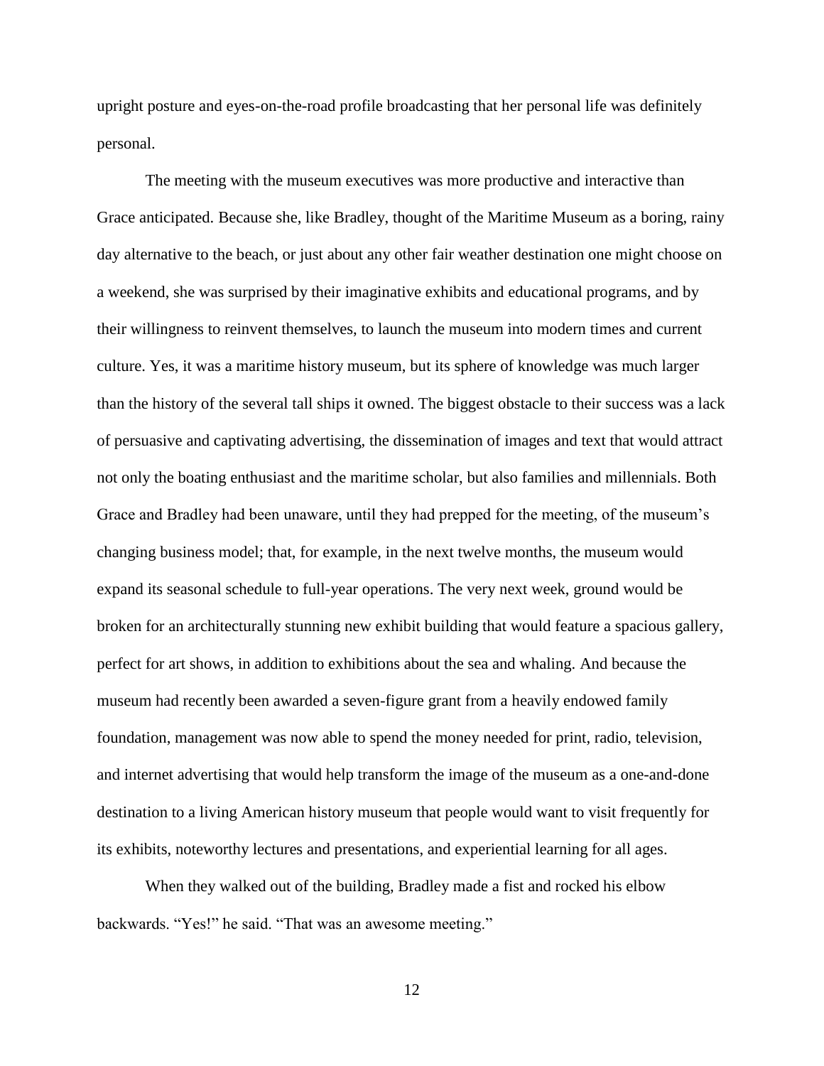upright posture and eyes-on-the-road profile broadcasting that her personal life was definitely personal.

The meeting with the museum executives was more productive and interactive than Grace anticipated. Because she, like Bradley, thought of the Maritime Museum as a boring, rainy day alternative to the beach, or just about any other fair weather destination one might choose on a weekend, she was surprised by their imaginative exhibits and educational programs, and by their willingness to reinvent themselves, to launch the museum into modern times and current culture. Yes, it was a maritime history museum, but its sphere of knowledge was much larger than the history of the several tall ships it owned. The biggest obstacle to their success was a lack of persuasive and captivating advertising, the dissemination of images and text that would attract not only the boating enthusiast and the maritime scholar, but also families and millennials. Both Grace and Bradley had been unaware, until they had prepped for the meeting, of the museum's changing business model; that, for example, in the next twelve months, the museum would expand its seasonal schedule to full-year operations. The very next week, ground would be broken for an architecturally stunning new exhibit building that would feature a spacious gallery, perfect for art shows, in addition to exhibitions about the sea and whaling. And because the museum had recently been awarded a seven-figure grant from a heavily endowed family foundation, management was now able to spend the money needed for print, radio, television, and internet advertising that would help transform the image of the museum as a one-and-done destination to a living American history museum that people would want to visit frequently for its exhibits, noteworthy lectures and presentations, and experiential learning for all ages.

When they walked out of the building, Bradley made a fist and rocked his elbow backwards. "Yes!" he said. "That was an awesome meeting."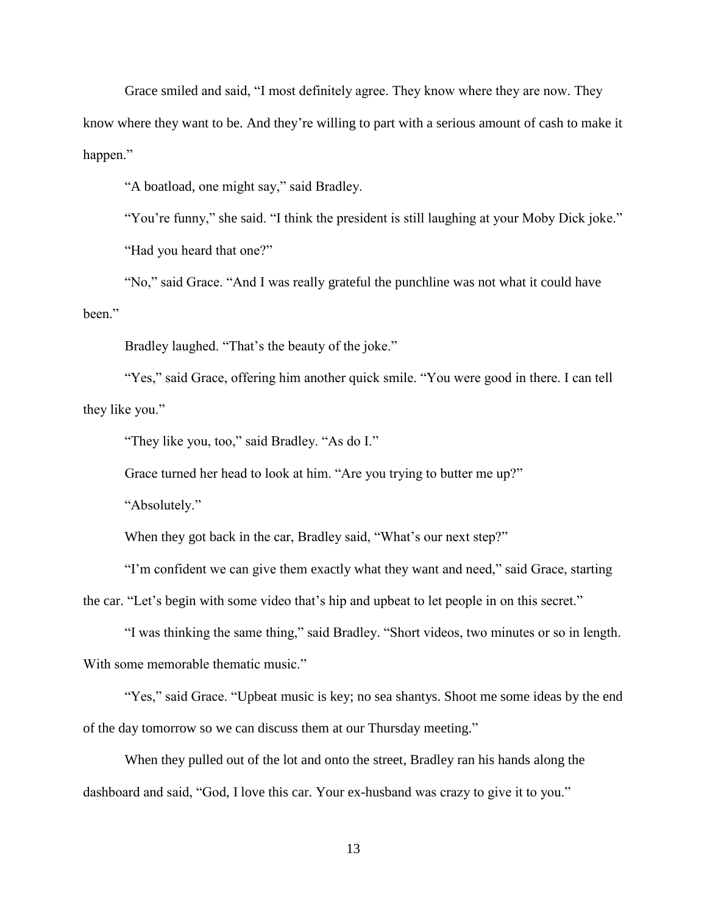Grace smiled and said, "I most definitely agree. They know where they are now. They know where they want to be. And they're willing to part with a serious amount of cash to make it happen."

"A boatload, one might say," said Bradley.

"You're funny," she said. "I think the president is still laughing at your Moby Dick joke."

"Had you heard that one?"

"No," said Grace. "And I was really grateful the punchline was not what it could have been."

Bradley laughed. "That's the beauty of the joke."

"Yes," said Grace, offering him another quick smile. "You were good in there. I can tell they like you."

"They like you, too," said Bradley. "As do I."

Grace turned her head to look at him. "Are you trying to butter me up?"

"Absolutely."

When they got back in the car, Bradley said, "What's our next step?"

"I'm confident we can give them exactly what they want and need," said Grace, starting the car. "Let's begin with some video that's hip and upbeat to let people in on this secret."

"I was thinking the same thing," said Bradley. "Short videos, two minutes or so in length. With some memorable thematic music."

"Yes," said Grace. "Upbeat music is key; no sea shantys. Shoot me some ideas by the end of the day tomorrow so we can discuss them at our Thursday meeting."

When they pulled out of the lot and onto the street, Bradley ran his hands along the dashboard and said, "God, I love this car. Your ex-husband was crazy to give it to you."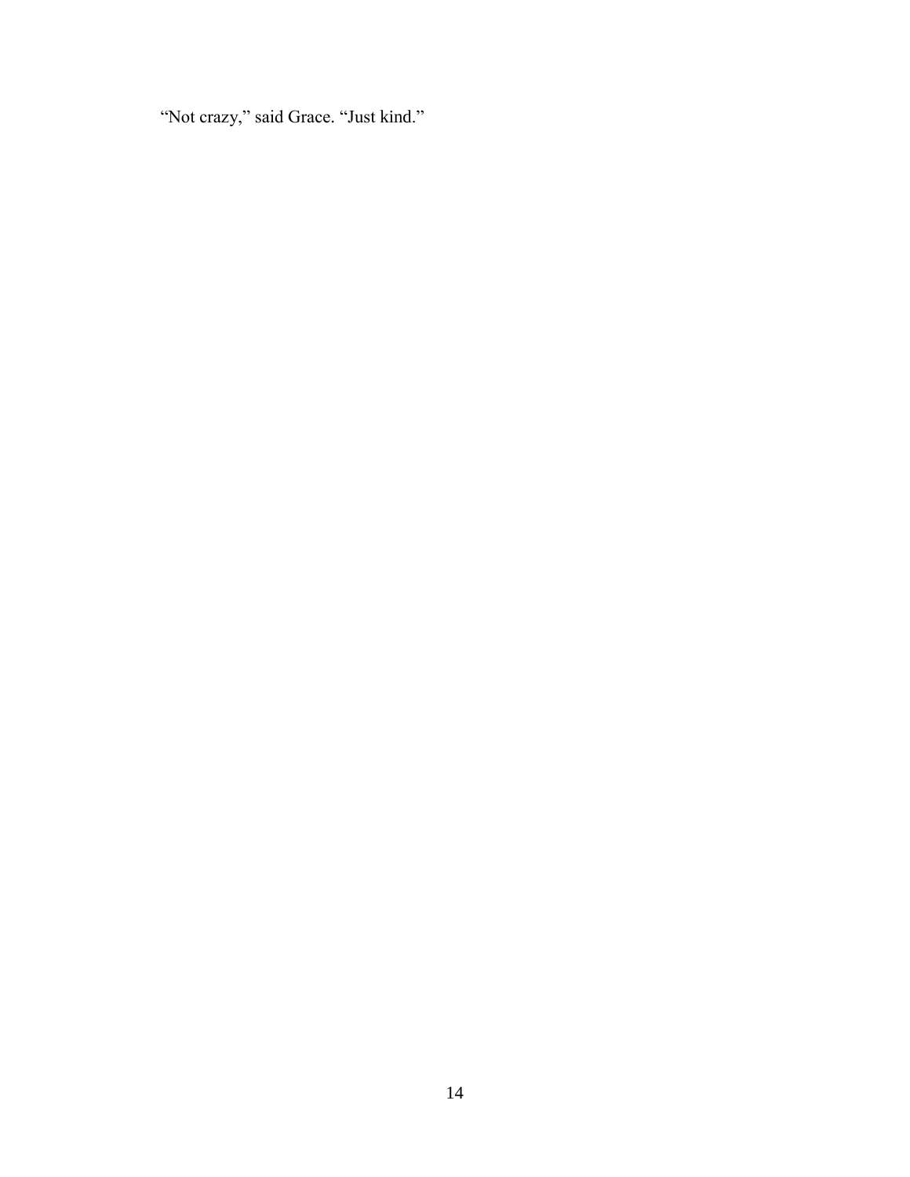"Not crazy," said Grace. "Just kind."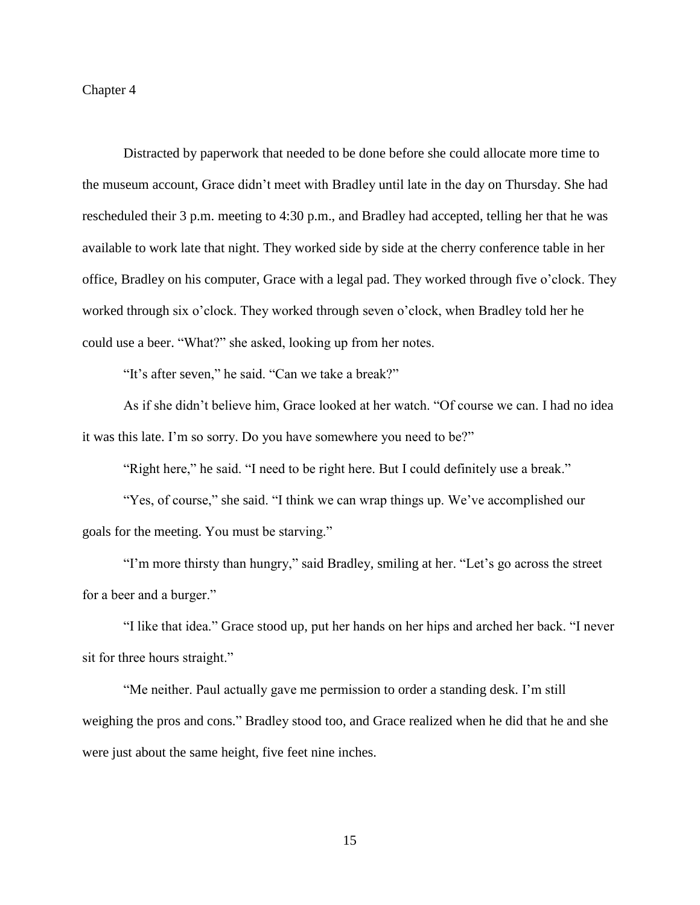# Chapter 4

Distracted by paperwork that needed to be done before she could allocate more time to the museum account, Grace didn't meet with Bradley until late in the day on Thursday. She had rescheduled their 3 p.m. meeting to 4:30 p.m., and Bradley had accepted, telling her that he was available to work late that night. They worked side by side at the cherry conference table in her office, Bradley on his computer, Grace with a legal pad. They worked through five o'clock. They worked through six o'clock. They worked through seven o'clock, when Bradley told her he could use a beer. "What?" she asked, looking up from her notes.

"It's after seven," he said. "Can we take a break?"

As if she didn't believe him, Grace looked at her watch. "Of course we can. I had no idea it was this late. I'm so sorry. Do you have somewhere you need to be?"

"Right here," he said. "I need to be right here. But I could definitely use a break."

"Yes, of course," she said. "I think we can wrap things up. We've accomplished our goals for the meeting. You must be starving."

"I'm more thirsty than hungry," said Bradley, smiling at her. "Let's go across the street for a beer and a burger."

"I like that idea." Grace stood up, put her hands on her hips and arched her back. "I never sit for three hours straight."

"Me neither. Paul actually gave me permission to order a standing desk. I'm still weighing the pros and cons." Bradley stood too, and Grace realized when he did that he and she were just about the same height, five feet nine inches.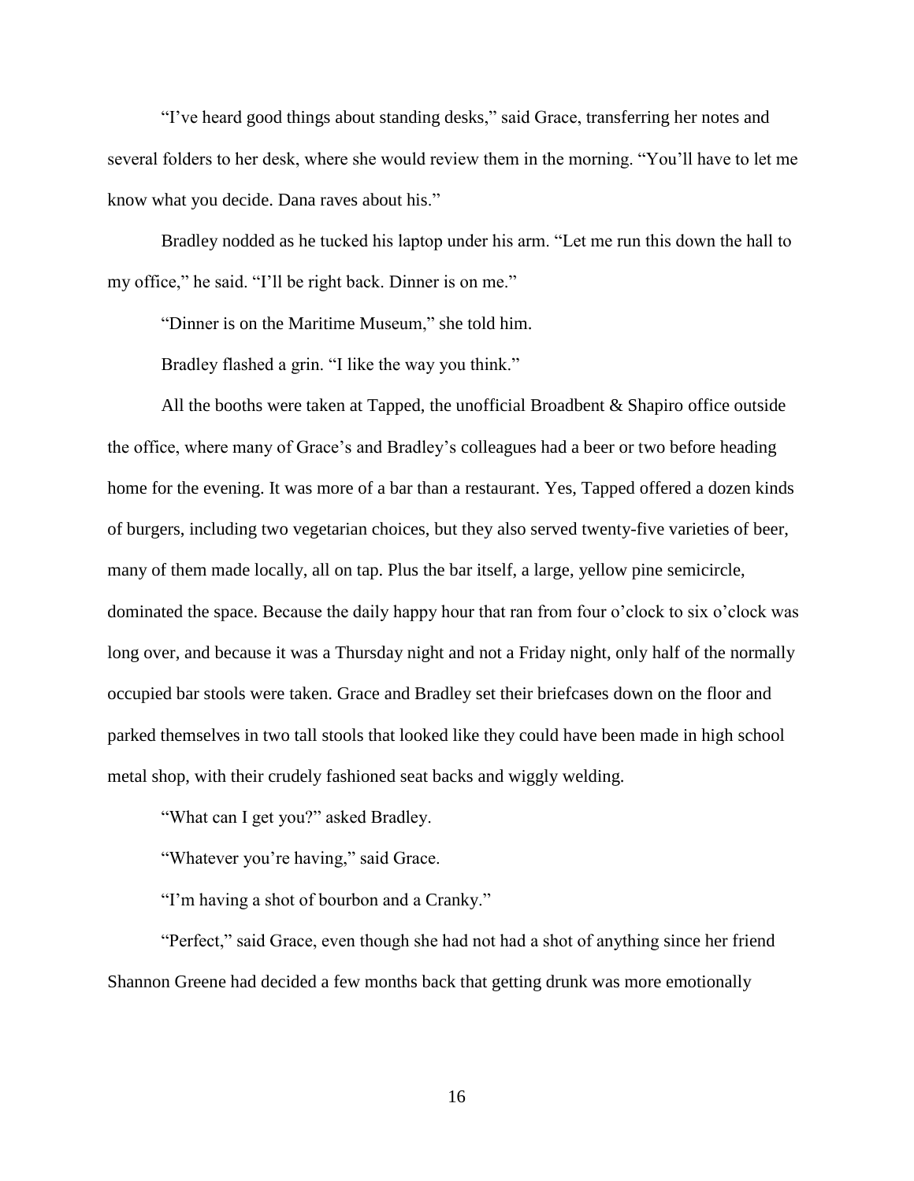"I've heard good things about standing desks," said Grace, transferring her notes and several folders to her desk, where she would review them in the morning. "You'll have to let me know what you decide. Dana raves about his."

Bradley nodded as he tucked his laptop under his arm. "Let me run this down the hall to my office," he said. "I'll be right back. Dinner is on me."

"Dinner is on the Maritime Museum," she told him.

Bradley flashed a grin. "I like the way you think."

All the booths were taken at Tapped, the unofficial Broadbent & Shapiro office outside the office, where many of Grace's and Bradley's colleagues had a beer or two before heading home for the evening. It was more of a bar than a restaurant. Yes, Tapped offered a dozen kinds of burgers, including two vegetarian choices, but they also served twenty-five varieties of beer, many of them made locally, all on tap. Plus the bar itself, a large, yellow pine semicircle, dominated the space. Because the daily happy hour that ran from four o'clock to six o'clock was long over, and because it was a Thursday night and not a Friday night, only half of the normally occupied bar stools were taken. Grace and Bradley set their briefcases down on the floor and parked themselves in two tall stools that looked like they could have been made in high school metal shop, with their crudely fashioned seat backs and wiggly welding.

"What can I get you?" asked Bradley.

"Whatever you're having," said Grace.

"I'm having a shot of bourbon and a Cranky."

"Perfect," said Grace, even though she had not had a shot of anything since her friend Shannon Greene had decided a few months back that getting drunk was more emotionally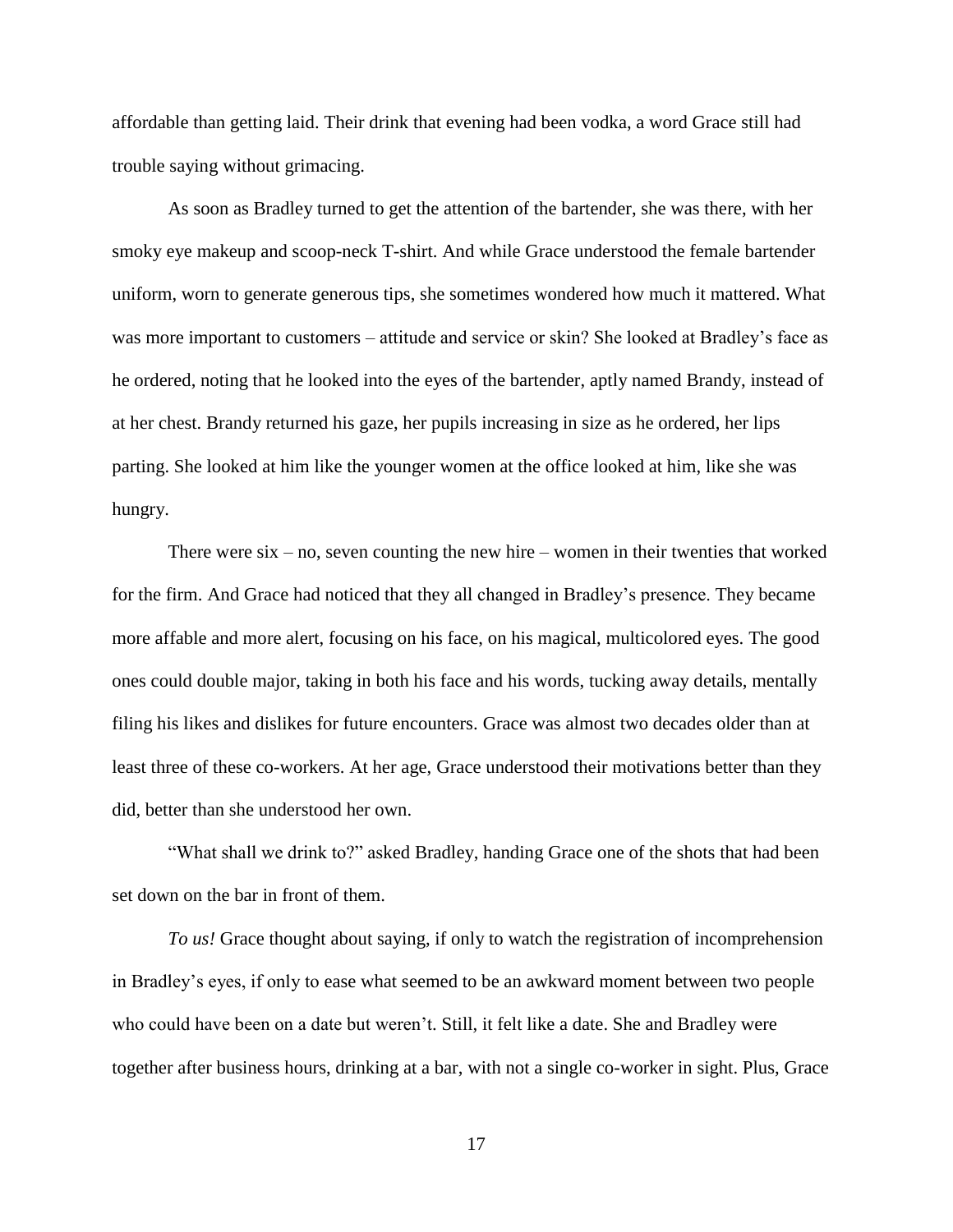affordable than getting laid. Their drink that evening had been vodka, a word Grace still had trouble saying without grimacing.

As soon as Bradley turned to get the attention of the bartender, she was there, with her smoky eye makeup and scoop-neck T-shirt. And while Grace understood the female bartender uniform, worn to generate generous tips, she sometimes wondered how much it mattered. What was more important to customers – attitude and service or skin? She looked at Bradley's face as he ordered, noting that he looked into the eyes of the bartender, aptly named Brandy, instead of at her chest. Brandy returned his gaze, her pupils increasing in size as he ordered, her lips parting. She looked at him like the younger women at the office looked at him, like she was hungry.

There were six – no, seven counting the new hire – women in their twenties that worked for the firm. And Grace had noticed that they all changed in Bradley's presence. They became more affable and more alert, focusing on his face, on his magical, multicolored eyes. The good ones could double major, taking in both his face and his words, tucking away details, mentally filing his likes and dislikes for future encounters. Grace was almost two decades older than at least three of these co-workers. At her age, Grace understood their motivations better than they did, better than she understood her own.

"What shall we drink to?" asked Bradley, handing Grace one of the shots that had been set down on the bar in front of them.

*To us!* Grace thought about saying, if only to watch the registration of incomprehension in Bradley's eyes, if only to ease what seemed to be an awkward moment between two people who could have been on a date but weren't. Still, it felt like a date. She and Bradley were together after business hours, drinking at a bar, with not a single co-worker in sight. Plus, Grace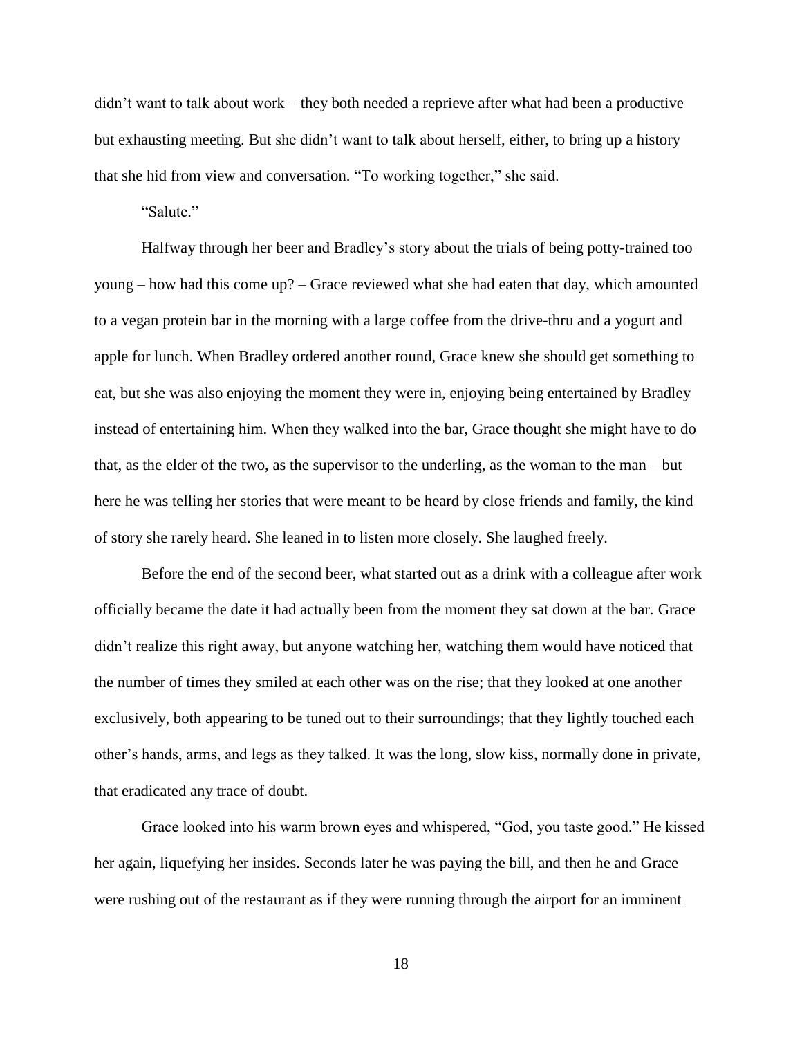didn't want to talk about work – they both needed a reprieve after what had been a productive but exhausting meeting. But she didn't want to talk about herself, either, to bring up a history that she hid from view and conversation. "To working together," she said.

"Salute."

Halfway through her beer and Bradley's story about the trials of being potty-trained too young – how had this come up? – Grace reviewed what she had eaten that day, which amounted to a vegan protein bar in the morning with a large coffee from the drive-thru and a yogurt and apple for lunch. When Bradley ordered another round, Grace knew she should get something to eat, but she was also enjoying the moment they were in, enjoying being entertained by Bradley instead of entertaining him. When they walked into the bar, Grace thought she might have to do that, as the elder of the two, as the supervisor to the underling, as the woman to the man – but here he was telling her stories that were meant to be heard by close friends and family, the kind of story she rarely heard. She leaned in to listen more closely. She laughed freely.

Before the end of the second beer, what started out as a drink with a colleague after work officially became the date it had actually been from the moment they sat down at the bar. Grace didn't realize this right away, but anyone watching her, watching them would have noticed that the number of times they smiled at each other was on the rise; that they looked at one another exclusively, both appearing to be tuned out to their surroundings; that they lightly touched each other's hands, arms, and legs as they talked. It was the long, slow kiss, normally done in private, that eradicated any trace of doubt.

Grace looked into his warm brown eyes and whispered, "God, you taste good." He kissed her again, liquefying her insides. Seconds later he was paying the bill, and then he and Grace were rushing out of the restaurant as if they were running through the airport for an imminent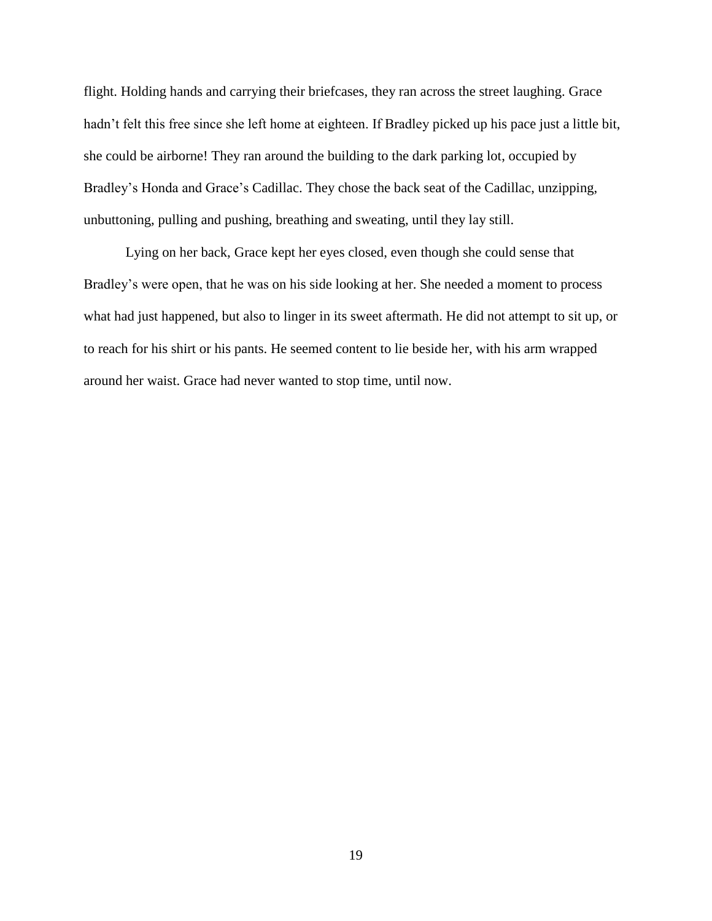flight. Holding hands and carrying their briefcases, they ran across the street laughing. Grace hadn't felt this free since she left home at eighteen. If Bradley picked up his pace just a little bit, she could be airborne! They ran around the building to the dark parking lot, occupied by Bradley's Honda and Grace's Cadillac. They chose the back seat of the Cadillac, unzipping, unbuttoning, pulling and pushing, breathing and sweating, until they lay still.

Lying on her back, Grace kept her eyes closed, even though she could sense that Bradley's were open, that he was on his side looking at her. She needed a moment to process what had just happened, but also to linger in its sweet aftermath. He did not attempt to sit up, or to reach for his shirt or his pants. He seemed content to lie beside her, with his arm wrapped around her waist. Grace had never wanted to stop time, until now.